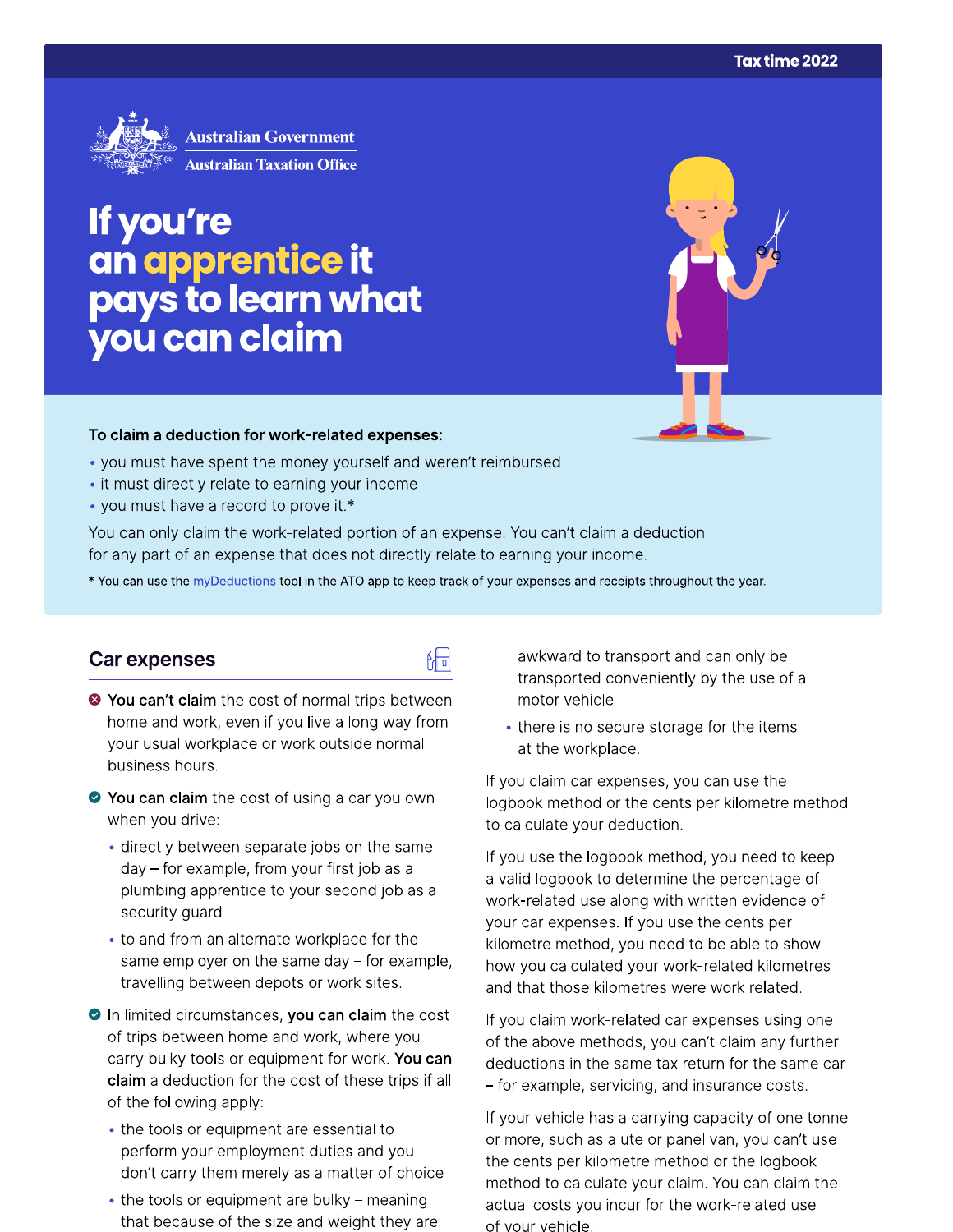Tax time 2022

Australian Government
Australian Taxation Office

# If you're an apprentice it pays to learn what you can claim

**To claim a deduction for work-related expenses:**

- you must have spent the money yourself and weren't reimbursed
- it must directly relate to earning your income
- you must have a record to prove it.*

You can only claim the work-related portion of an expense. You can't claim a deduction for any part of an expense that does not directly relate to earning your income.

* You can use the myDeductions tool in the ATO app to keep track of your expenses and receipts throughout the year.

## Car expenses

- **You can't claim** the cost of normal trips between home and work, even if you live a long way from your usual workplace or work outside normal business hours.
- **You can claim** the cost of using a car you own when you drive:
  - directly between separate jobs on the same day – for example, from your first job as a plumbing apprentice to your second job as a security guard
  - to and from an alternate workplace for the same employer on the same day – for example, travelling between depots or work sites.
- In limited circumstances, **you can claim** the cost of trips between home and work, where you carry bulky tools or equipment for work. **You can claim** a deduction for the cost of these trips if all of the following apply:
  - the tools or equipment are essential to perform your employment duties and you don't carry them merely as a matter of choice
  - the tools or equipment are bulky – meaning that because of the size and weight they are awkward to transport and can only be transported conveniently by the use of a motor vehicle
  - there is no secure storage for the items at the workplace.

If you claim car expenses, you can use the logbook method or the cents per kilometre method to calculate your deduction.

If you use the logbook method, you need to keep a valid logbook to determine the percentage of work-related use along with written evidence of your car expenses. If you use the cents per kilometre method, you need to be able to show how you calculated your work-related kilometres and that those kilometres were work related.

If you claim work-related car expenses using one of the above methods, you can't claim any further deductions in the same tax return for the same car – for example, servicing, and insurance costs.

If your vehicle has a carrying capacity of one tonne or more, such as a ute or panel van, you can't use the cents per kilometre method or the logbook method to calculate your claim. You can claim the actual costs you incur for the work-related use of your vehicle.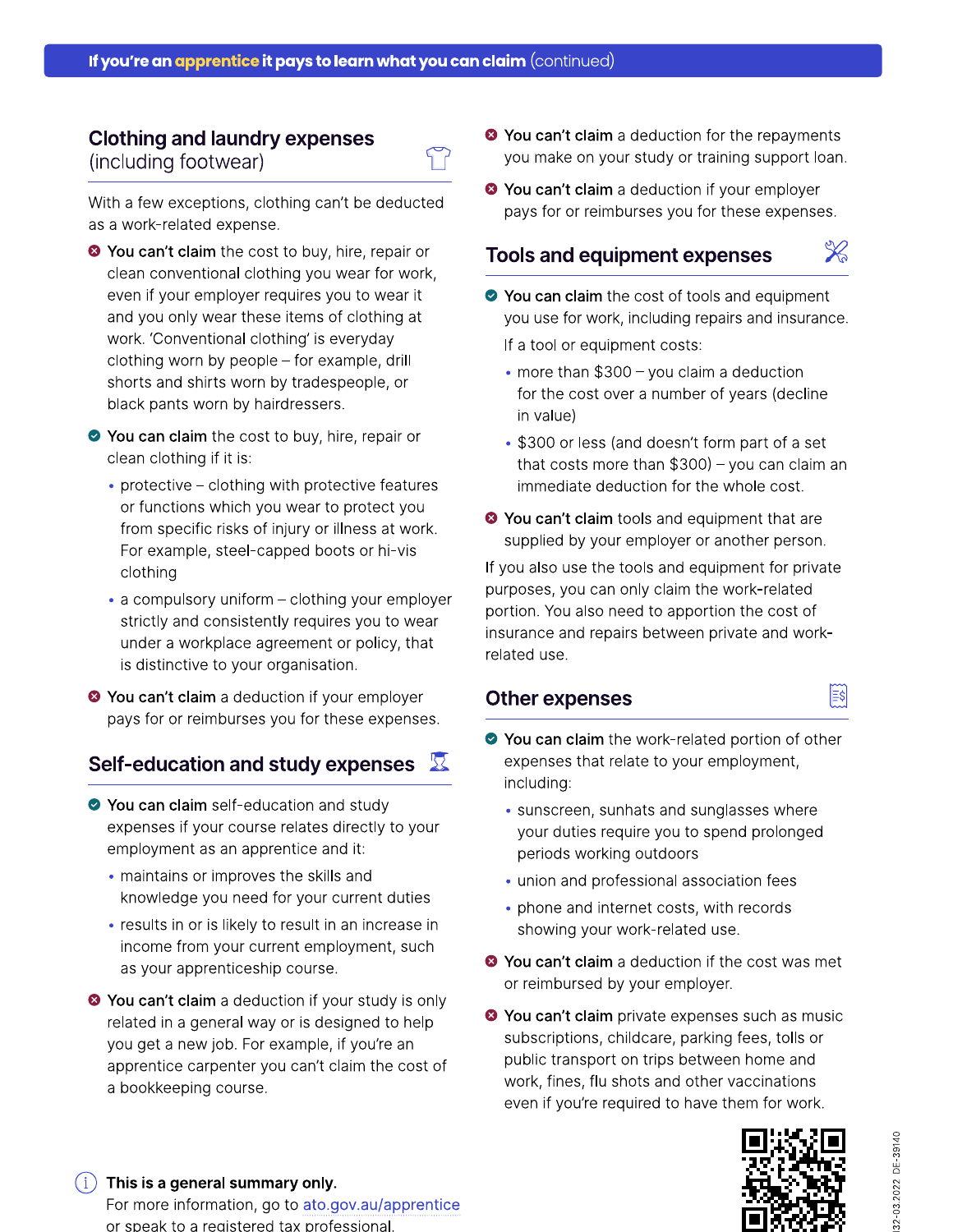## If you're an apprentice it pays to learn what you can claim (continued)

### Clothing and laundry expenses (including footwear)

With a few exceptions, clothing can't be deducted as a work-related expense.

- **You can't claim** the cost to buy, hire, repair or clean conventional clothing you wear for work, even if your employer requires you to wear it and you only wear these items of clothing at work. 'Conventional clothing' is everyday clothing worn by people – for example, drill shorts and shirts worn by tradespeople, or black pants worn by hairdressers.
- **You can claim** the cost to buy, hire, repair or clean clothing if it is:
  - protective – clothing with protective features or functions which you wear to protect you from specific risks of injury or illness at work. For example, steel-capped boots or hi-vis clothing
  - a compulsory uniform – clothing your employer strictly and consistently requires you to wear under a workplace agreement or policy, that is distinctive to your organisation.
- **You can't claim** a deduction if your employer pays for or reimburses you for these expenses.

### Self-education and study expenses

- **You can claim** self-education and study expenses if your course relates directly to your employment as an apprentice and it:
  - maintains or improves the skills and knowledge you need for your current duties
  - results in or is likely to result in an increase in income from your current employment, such as your apprenticeship course.
- **You can't claim** a deduction if your study is only related in a general way or is designed to help you get a new job. For example, if you're an apprentice carpenter you can't claim the cost of a bookkeeping course.
- **You can't claim** a deduction for the repayments you make on your study or training support loan.
- **You can't claim** a deduction if your employer pays for or reimburses you for these expenses.

### Tools and equipment expenses

- **You can claim** the cost of tools and equipment you use for work, including repairs and insurance.

  If a tool or equipment costs:
  - more than $300 – you claim a deduction for the cost over a number of years (decline in value)
  - $300 or less (and doesn't form part of a set that costs more than $300) – you can claim an immediate deduction for the whole cost.
- **You can't claim** tools and equipment that are supplied by your employer or another person.

If you also use the tools and equipment for private purposes, you can only claim the work-related portion. You also need to apportion the cost of insurance and repairs between private and work-related use.

### Other expenses

- **You can claim** the work-related portion of other expenses that relate to your employment, including:
  - sunscreen, sunhats and sunglasses where your duties require you to spend prolonged periods working outdoors
  - union and professional association fees
  - phone and internet costs, with records showing your work-related use.
- **You can't claim** a deduction if the cost was met or reimbursed by your employer.
- **You can't claim** private expenses such as music subscriptions, childcare, parking fees, tolls or public transport on trips between home and work, fines, flu shots and other vaccinations even if you're required to have them for work.

**This is a general summary only.**
For more information, go to ato.gov.au/apprentice or speak to a registered tax professional.

132-03.2022 DE-39140